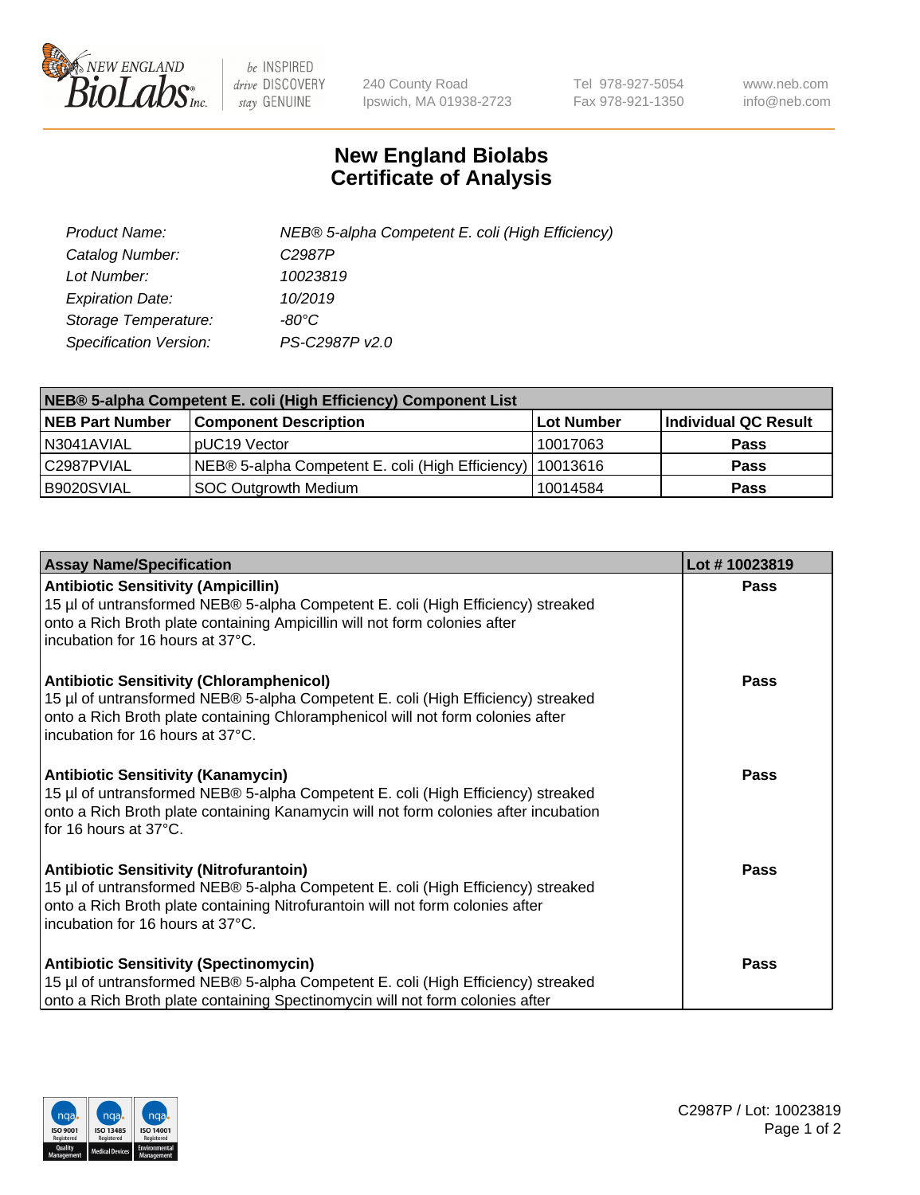# New England Biolabs
# Certificate of Analysis

| | |
|---|---|
| *Product Name:* | *NEB® 5-alpha Competent E. coli (High Efficiency)* |
| *Catalog Number:* | *C2987P* |
| *Lot Number:* | *10023819* |
| *Expiration Date:* | *10/2019* |
| *Storage Temperature:* | *-80°C* |
| *Specification Version:* | *PS-C2987P v2.0* |

| NEB® 5-alpha Competent E. coli (High Efficiency) Component List | | | |
|---|---|---|---|
| **NEB Part Number** | **Component Description** | **Lot Number** | **Individual QC Result** |
| N3041AVIAL | pUC19 Vector | 10017063 | **Pass** |
| C2987PVIAL | NEB® 5-alpha Competent E. coli (High Efficiency) | 10013616 | **Pass** |
| B9020SVIAL | SOC Outgrowth Medium | 10014584 | **Pass** |

| Assay Name/Specification | Lot # 10023819 |
|---|---|
| **Antibiotic Sensitivity (Ampicillin)**<br>15 µl of untransformed NEB® 5-alpha Competent E. coli (High Efficiency) streaked onto a Rich Broth plate containing Ampicillin will not form colonies after incubation for 16 hours at 37°C. | **Pass** |
| **Antibiotic Sensitivity (Chloramphenicol)**<br>15 µl of untransformed NEB® 5-alpha Competent E. coli (High Efficiency) streaked onto a Rich Broth plate containing Chloramphenicol will not form colonies after incubation for 16 hours at 37°C. | **Pass** |
| **Antibiotic Sensitivity (Kanamycin)**<br>15 µl of untransformed NEB® 5-alpha Competent E. coli (High Efficiency) streaked onto a Rich Broth plate containing Kanamycin will not form colonies after incubation for 16 hours at 37°C. | **Pass** |
| **Antibiotic Sensitivity (Nitrofurantoin)**<br>15 µl of untransformed NEB® 5-alpha Competent E. coli (High Efficiency) streaked onto a Rich Broth plate containing Nitrofurantoin will not form colonies after incubation for 16 hours at 37°C. | **Pass** |
| **Antibiotic Sensitivity (Spectinomycin)**<br>15 µl of untransformed NEB® 5-alpha Competent E. coli (High Efficiency) streaked onto a Rich Broth plate containing Spectinomycin will not form colonies after | **Pass** |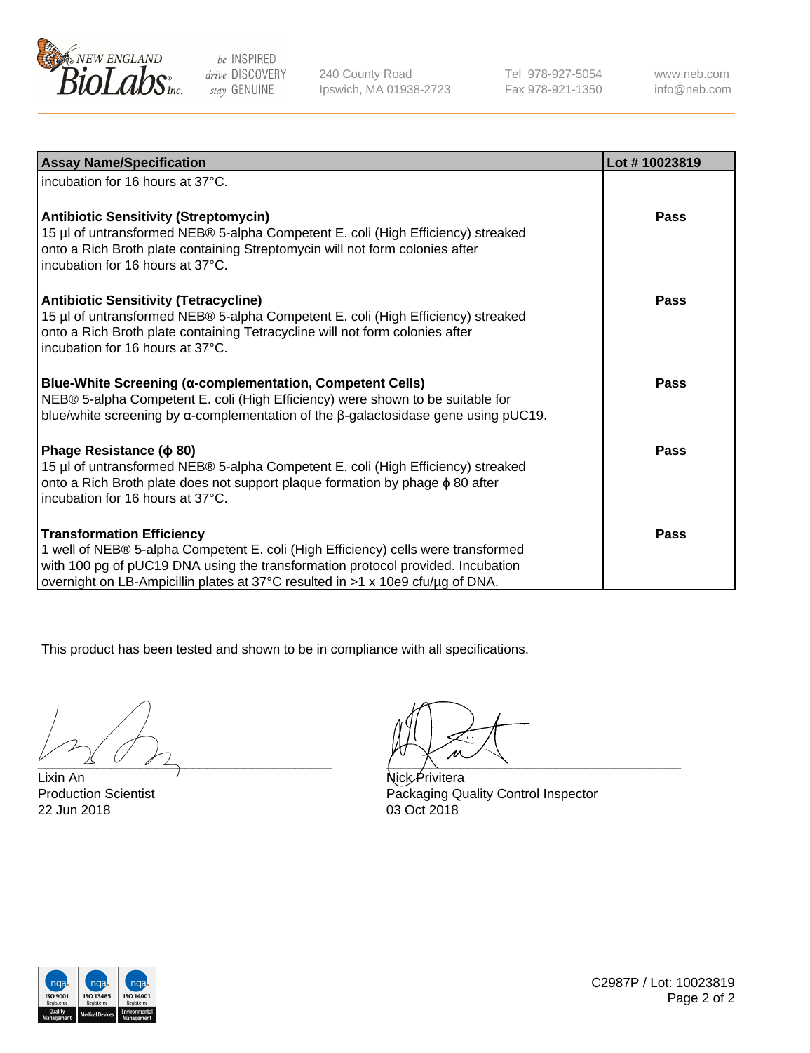| Assay Name/Specification | Lot # 10023819 |
| --- | --- |
| incubation for 16 hours at 37°C. | |
| **Antibiotic Sensitivity (Streptomycin)**<br>15 µl of untransformed NEB® 5-alpha Competent E. coli (High Efficiency) streaked onto a Rich Broth plate containing Streptomycin will not form colonies after incubation for 16 hours at 37°C. | Pass |
| **Antibiotic Sensitivity (Tetracycline)**<br>15 µl of untransformed NEB® 5-alpha Competent E. coli (High Efficiency) streaked onto a Rich Broth plate containing Tetracycline will not form colonies after incubation for 16 hours at 37°C. | Pass |
| **Blue-White Screening (α-complementation, Competent Cells)**<br>NEB® 5-alpha Competent E. coli (High Efficiency) were shown to be suitable for blue/white screening by α-complementation of the β-galactosidase gene using pUC19. | Pass |
| **Phage Resistance (ϕ 80)**<br>15 µl of untransformed NEB® 5-alpha Competent E. coli (High Efficiency) streaked onto a Rich Broth plate does not support plaque formation by phage ϕ 80 after incubation for 16 hours at 37°C. | Pass |
| **Transformation Efficiency**<br>1 well of NEB® 5-alpha Competent E. coli (High Efficiency) cells were transformed with 100 pg of pUC19 DNA using the transformation protocol provided. Incubation overnight on LB-Ampicillin plates at 37°C resulted in >1 x 10e9 cfu/µg of DNA. | Pass |

This product has been tested and shown to be in compliance with all specifications.

Lixin An
Production Scientist
22 Jun 2018

Nick Privitera
Packaging Quality Control Inspector
03 Oct 2018

C2987P / Lot: 10023819